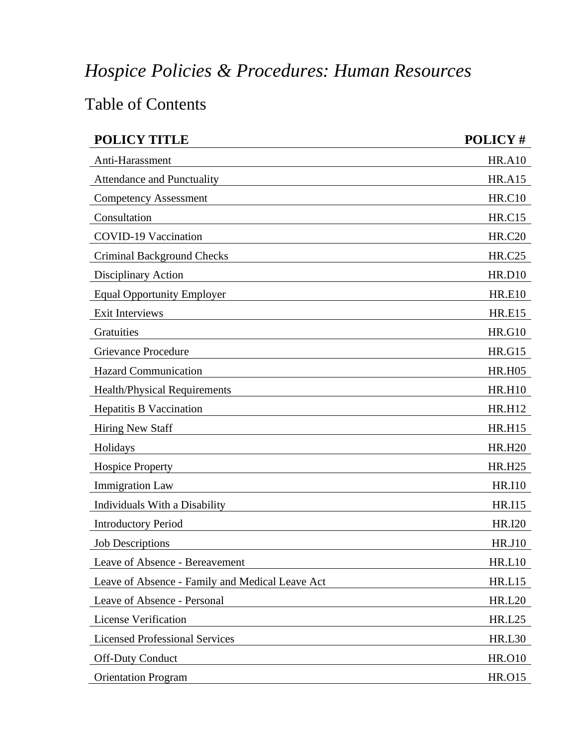# *Hospice Policies & Procedures: Human Resources*

## Table of Contents

| POLICY TITLE | POLICY # |
|---|---|
| Anti-Harassment | HR.A10 |
| Attendance and Punctuality | HR.A15 |
| Competency Assessment | HR.C10 |
| Consultation | HR.C15 |
| COVID-19 Vaccination | HR.C20 |
| Criminal Background Checks | HR.C25 |
| Disciplinary Action | HR.D10 |
| Equal Opportunity Employer | HR.E10 |
| Exit Interviews | HR.E15 |
| Gratuities | HR.G10 |
| Grievance Procedure | HR.G15 |
| Hazard Communication | HR.H05 |
| Health/Physical Requirements | HR.H10 |
| Hepatitis B Vaccination | HR.H12 |
| Hiring New Staff | HR.H15 |
| Holidays | HR.H20 |
| Hospice Property | HR.H25 |
| Immigration Law | HR.I10 |
| Individuals With a Disability | HR.I15 |
| Introductory Period | HR.I20 |
| Job Descriptions | HR.J10 |
| Leave of Absence - Bereavement | HR.L10 |
| Leave of Absence - Family and Medical Leave Act | HR.L15 |
| Leave of Absence - Personal | HR.L20 |
| License Verification | HR.L25 |
| Licensed Professional Services | HR.L30 |
| Off-Duty Conduct | HR.O10 |
| Orientation Program | HR.O15 |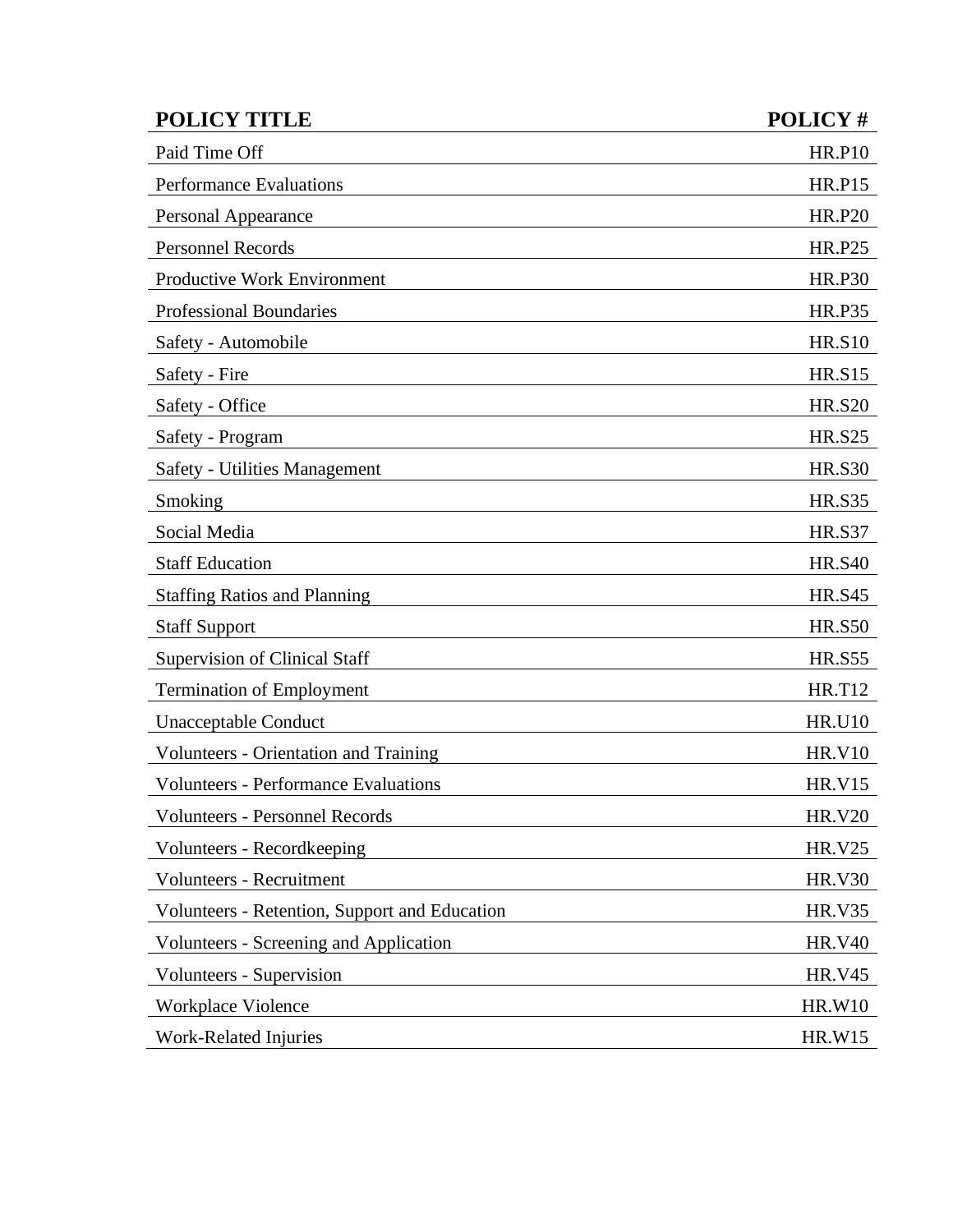| POLICY TITLE | POLICY # |
| --- | --- |
| Paid Time Off | HR.P10 |
| Performance Evaluations | HR.P15 |
| Personal Appearance | HR.P20 |
| Personnel Records | HR.P25 |
| Productive Work Environment | HR.P30 |
| Professional Boundaries | HR.P35 |
| Safety - Automobile | HR.S10 |
| Safety - Fire | HR.S15 |
| Safety - Office | HR.S20 |
| Safety - Program | HR.S25 |
| Safety - Utilities Management | HR.S30 |
| Smoking | HR.S35 |
| Social Media | HR.S37 |
| Staff Education | HR.S40 |
| Staffing Ratios and Planning | HR.S45 |
| Staff Support | HR.S50 |
| Supervision of Clinical Staff | HR.S55 |
| Termination of Employment | HR.T12 |
| Unacceptable Conduct | HR.U10 |
| Volunteers - Orientation and Training | HR.V10 |
| Volunteers - Performance Evaluations | HR.V15 |
| Volunteers - Personnel Records | HR.V20 |
| Volunteers - Recordkeeping | HR.V25 |
| Volunteers - Recruitment | HR.V30 |
| Volunteers - Retention, Support and Education | HR.V35 |
| Volunteers - Screening and Application | HR.V40 |
| Volunteers - Supervision | HR.V45 |
| Workplace Violence | HR.W10 |
| Work-Related Injuries | HR.W15 |